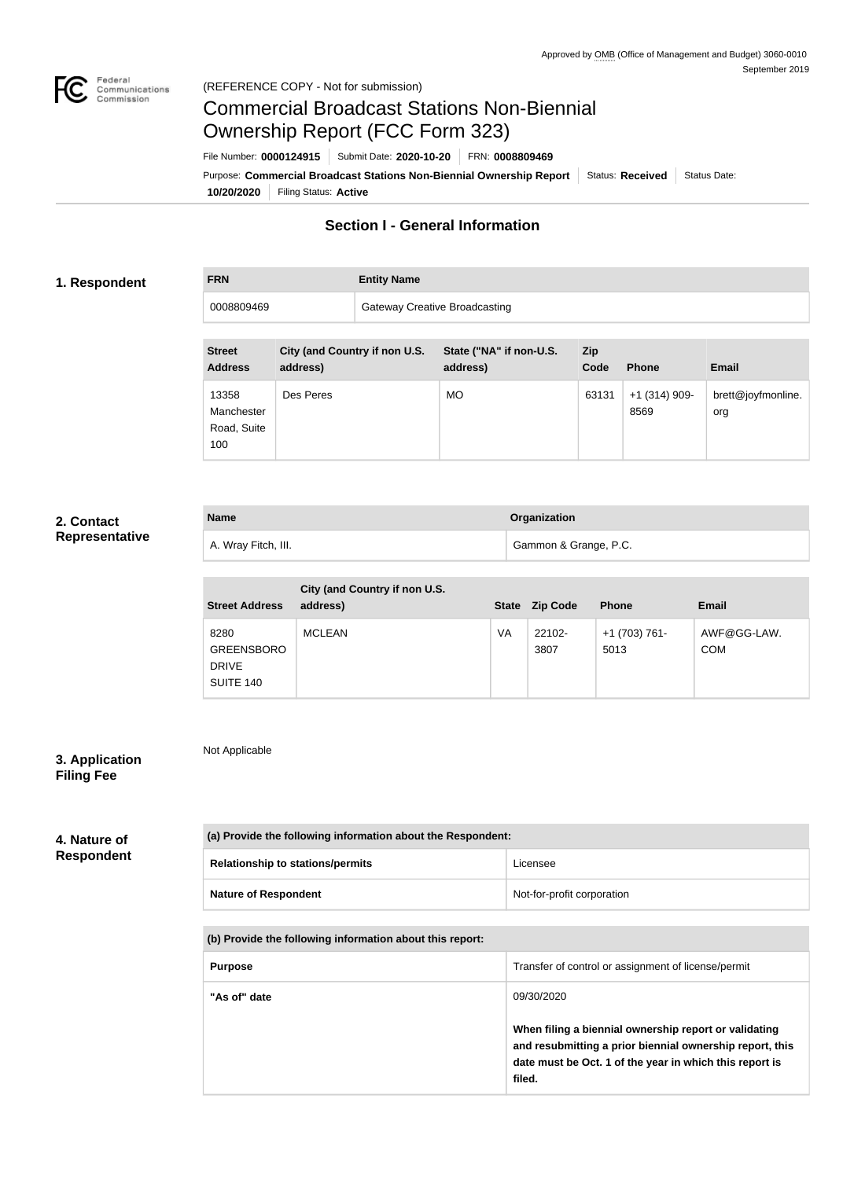Approved by OMB (Office of Management and Budget) 3060-0010
September 2019

(REFERENCE COPY - Not for submission)

# Commercial Broadcast Stations Non-Biennial Ownership Report (FCC Form 323)

File Number: **0000124915** | Submit Date: **2020-10-20** | FRN: **0008809469**

Purpose: **Commercial Broadcast Stations Non-Biennial Ownership Report** | Status: **Received** | Status Date: **10/20/2020** | Filing Status: **Active**

## Section I - General Information

### 1. Respondent

| FRN | Entity Name |
| --- | --- |
| 0008809469 | Gateway Creative Broadcasting |

| Street Address | City (and Country if non U.S. address) | State ("NA" if non-U.S. address) | Zip Code | Phone | Email |
| --- | --- | --- | --- | --- | --- |
| 13358 Manchester Road, Suite 100 | Des Peres | MO | 63131 | +1 (314) 909-8569 | brett@joyfmonline.org |

### 2. Contact Representative

| Name | Organization |
| --- | --- |
| A. Wray Fitch, III. | Gammon & Grange, P.C. |

| Street Address | City (and Country if non U.S. address) | State | Zip Code | Phone | Email |
| --- | --- | --- | --- | --- | --- |
| 8280 GREENSBORO DRIVE SUITE 140 | MCLEAN | VA | 22102-3807 | +1 (703) 761-5013 | AWF@GG-LAW.COM |

### 3. Application Filing Fee

Not Applicable

### 4. Nature of Respondent

| (a) Provide the following information about the Respondent: | |
| --- | --- |
| **Relationship to stations/permits** | Licensee |
| **Nature of Respondent** | Not-for-profit corporation |

| (b) Provide the following information about this report: | |
| --- | --- |
| **Purpose** | Transfer of control or assignment of license/permit |
| **"As of" date** | 09/30/2020<br><br>**When filing a biennial ownership report or validating and resubmitting a prior biennial ownership report, this date must be Oct. 1 of the year in which this report is filed.** |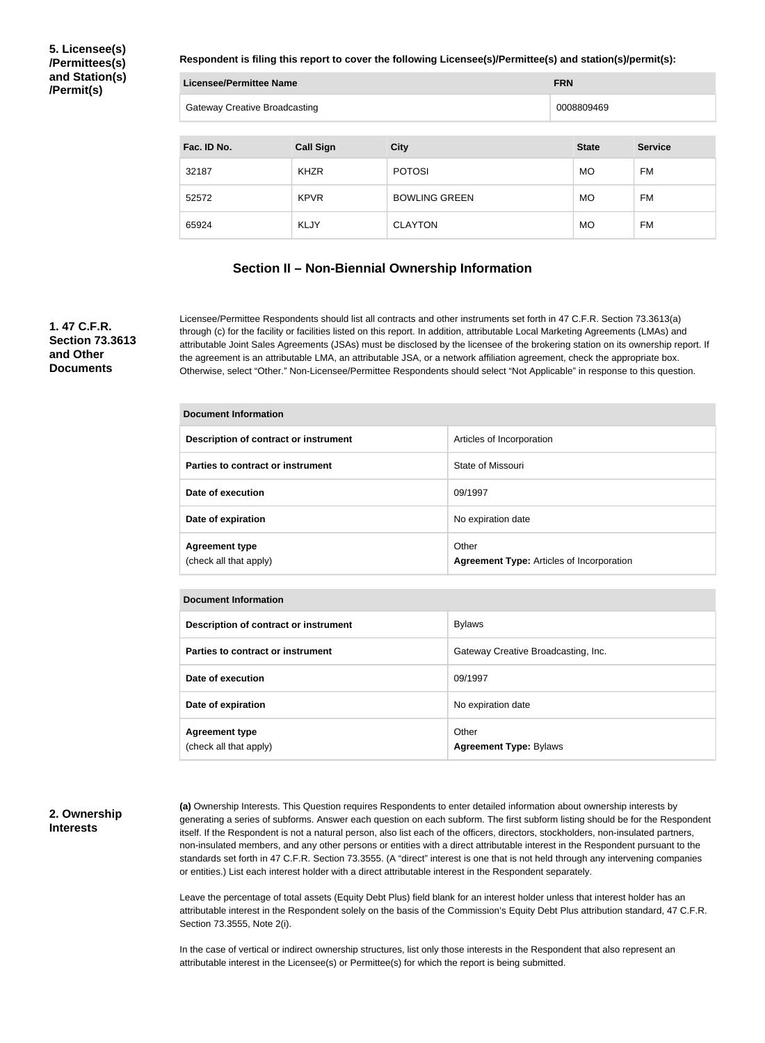**5. Licensee(s) /Permittees(s) and Station(s) /Permit(s)**

**Respondent is filing this report to cover the following Licensee(s)/Permittee(s) and station(s)/permit(s):**

| Licensee/Permittee Name | FRN |
| --- | --- |
| Gateway Creative Broadcasting | 0008809469 |

| Fac. ID No. | Call Sign | City | State | Service |
| --- | --- | --- | --- | --- |
| 32187 | KHZR | POTOSI | MO | FM |
| 52572 | KPVR | BOWLING GREEN | MO | FM |
| 65924 | KLJY | CLAYTON | MO | FM |

## Section II – Non-Biennial Ownership Information

**1. 47 C.F.R. Section 73.3613 and Other Documents**

Licensee/Permittee Respondents should list all contracts and other instruments set forth in 47 C.F.R. Section 73.3613(a) through (c) for the facility or facilities listed on this report. In addition, attributable Local Marketing Agreements (LMAs) and attributable Joint Sales Agreements (JSAs) must be disclosed by the licensee of the brokering station on its ownership report. If the agreement is an attributable LMA, an attributable JSA, or a network affiliation agreement, check the appropriate box. Otherwise, select "Other." Non-Licensee/Permittee Respondents should select "Not Applicable" in response to this question.

| Document Information | |
| --- | --- |
| **Description of contract or instrument** | Articles of Incorporation |
| **Parties to contract or instrument** | State of Missouri |
| **Date of execution** | 09/1997 |
| **Date of expiration** | No expiration date |
| **Agreement type** (check all that apply) | Other **Agreement Type:** Articles of Incorporation |

| Document Information | |
| --- | --- |
| **Description of contract or instrument** | Bylaws |
| **Parties to contract or instrument** | Gateway Creative Broadcasting, Inc. |
| **Date of execution** | 09/1997 |
| **Date of expiration** | No expiration date |
| **Agreement type** (check all that apply) | Other **Agreement Type:** Bylaws |

**2. Ownership Interests**

**(a)** Ownership Interests. This Question requires Respondents to enter detailed information about ownership interests by generating a series of subforms. Answer each question on each subform. The first subform listing should be for the Respondent itself. If the Respondent is not a natural person, also list each of the officers, directors, stockholders, non-insulated partners, non-insulated members, and any other persons or entities with a direct attributable interest in the Respondent pursuant to the standards set forth in 47 C.F.R. Section 73.3555. (A "direct" interest is one that is not held through any intervening companies or entities.) List each interest holder with a direct attributable interest in the Respondent separately.

Leave the percentage of total assets (Equity Debt Plus) field blank for an interest holder unless that interest holder has an attributable interest in the Respondent solely on the basis of the Commission's Equity Debt Plus attribution standard, 47 C.F.R. Section 73.3555, Note 2(i).

In the case of vertical or indirect ownership structures, list only those interests in the Respondent that also represent an attributable interest in the Licensee(s) or Permittee(s) for which the report is being submitted.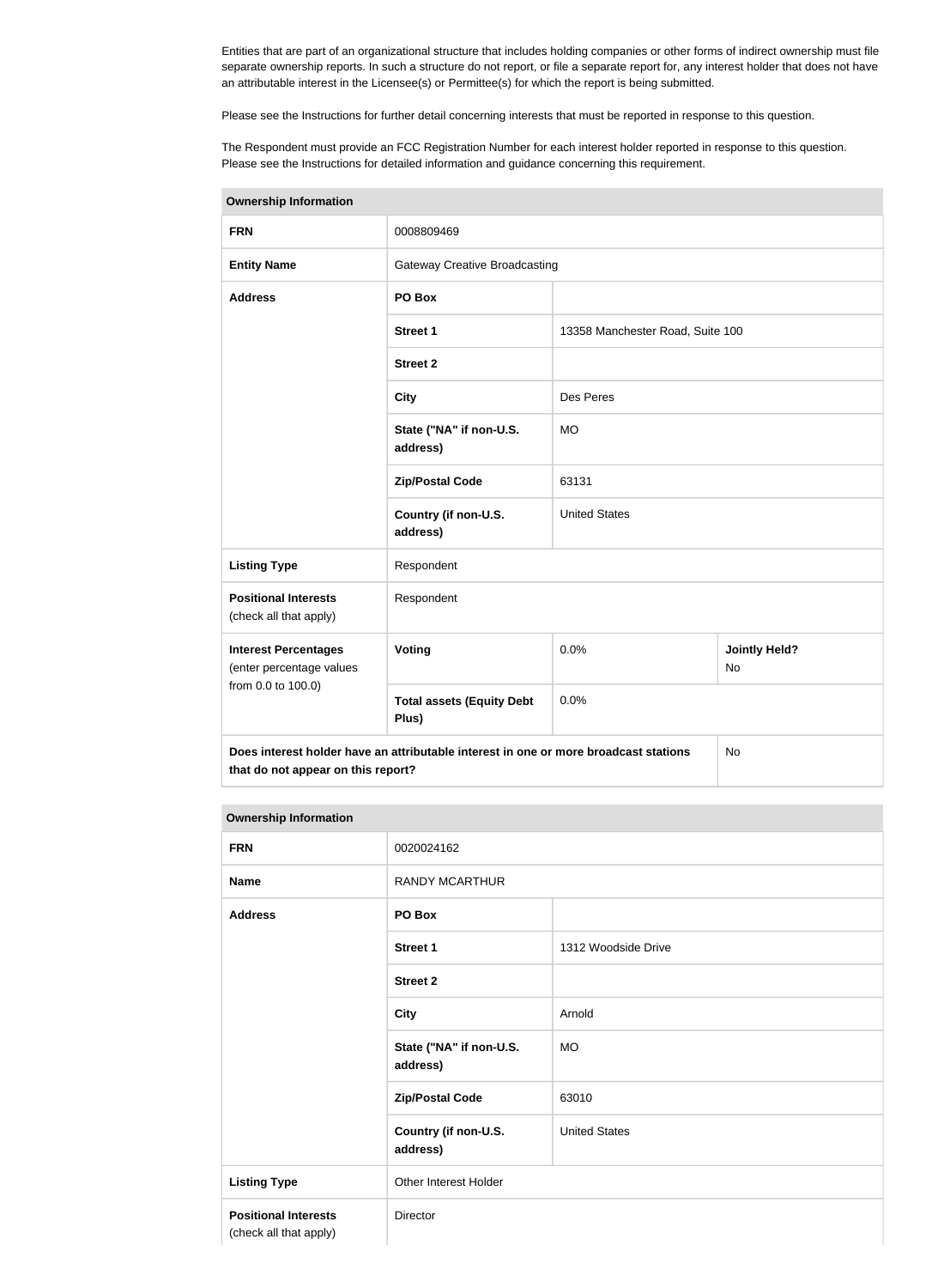Entities that are part of an organizational structure that includes holding companies or other forms of indirect ownership must file separate ownership reports. In such a structure do not report, or file a separate report for, any interest holder that does not have an attributable interest in the Licensee(s) or Permittee(s) for which the report is being submitted.

Please see the Instructions for further detail concerning interests that must be reported in response to this question.

The Respondent must provide an FCC Registration Number for each interest holder reported in response to this question. Please see the Instructions for detailed information and guidance concerning this requirement.

| **Ownership Information** | | | |
|---|---|---|---|
| **FRN** | 0008809469 | | |
| **Entity Name** | Gateway Creative Broadcasting | | |
| **Address** | **PO Box** | | |
| | **Street 1** | 13358 Manchester Road, Suite 100 | |
| | **Street 2** | | |
| | **City** | Des Peres | |
| | **State ("NA" if non-U.S. address)** | MO | |
| | **Zip/Postal Code** | 63131 | |
| | **Country (if non-U.S. address)** | United States | |
| **Listing Type** | Respondent | | |
| **Positional Interests** (check all that apply) | Respondent | | |
| **Interest Percentages** (enter percentage values from 0.0 to 100.0) | **Voting** | 0.0% | **Jointly Held?** No |
| | **Total assets (Equity Debt Plus)** | 0.0% | |
| **Does interest holder have an attributable interest in one or more broadcast stations that do not appear on this report?** | | | No |

| **Ownership Information** | | |
|---|---|---|
| **FRN** | 0020024162 | |
| **Name** | RANDY MCARTHUR | |
| **Address** | **PO Box** | |
| | **Street 1** | 1312 Woodside Drive |
| | **Street 2** | |
| | **City** | Arnold |
| | **State ("NA" if non-U.S. address)** | MO |
| | **Zip/Postal Code** | 63010 |
| | **Country (if non-U.S. address)** | United States |
| **Listing Type** | Other Interest Holder | |
| **Positional Interests** (check all that apply) | Director | |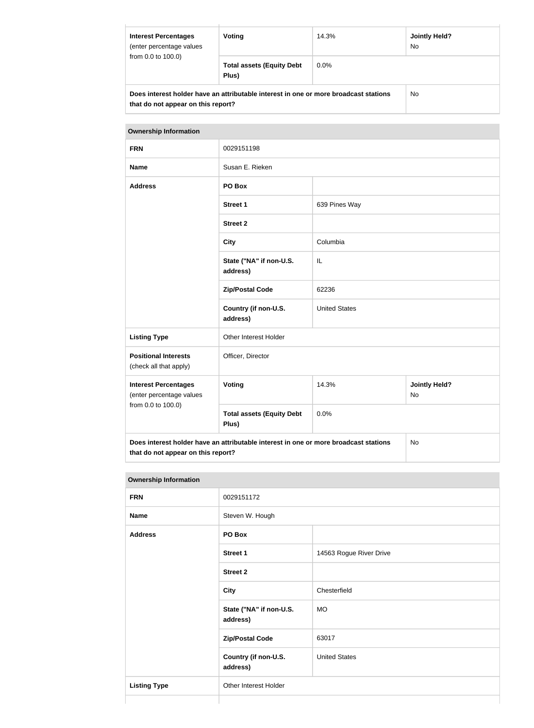| Interest Percentages (enter percentage values from 0.0 to 100.0) | Voting | 14.3% | Jointly Held? No |
|---|---|---|---|
| | Total assets (Equity Debt Plus) | 0.0% | |
| Does interest holder have an attributable interest in one or more broadcast stations that do not appear on this report? | | | No |

| Ownership Information | | | |
|---|---|---|---|
| FRN | 0029151198 | | |
| Name | Susan E. Rieken | | |
| Address | PO Box | | |
| | Street 1 | 639 Pines Way | |
| | Street 2 | | |
| | City | Columbia | |
| | State ("NA" if non-U.S. address) | IL | |
| | Zip/Postal Code | 62236 | |
| | Country (if non-U.S. address) | United States | |
| Listing Type | Other Interest Holder | | |
| Positional Interests (check all that apply) | Officer, Director | | |
| Interest Percentages (enter percentage values from 0.0 to 100.0) | Voting | 14.3% | Jointly Held? No |
| | Total assets (Equity Debt Plus) | 0.0% | |
| Does interest holder have an attributable interest in one or more broadcast stations that do not appear on this report? | | | No |

| Ownership Information | | |
|---|---|---|
| FRN | 0029151172 | |
| Name | Steven W. Hough | |
| Address | PO Box | |
| | Street 1 | 14563 Rogue River Drive |
| | Street 2 | |
| | City | Chesterfield |
| | State ("NA" if non-U.S. address) | MO |
| | Zip/Postal Code | 63017 |
| | Country (if non-U.S. address) | United States |
| Listing Type | Other Interest Holder | |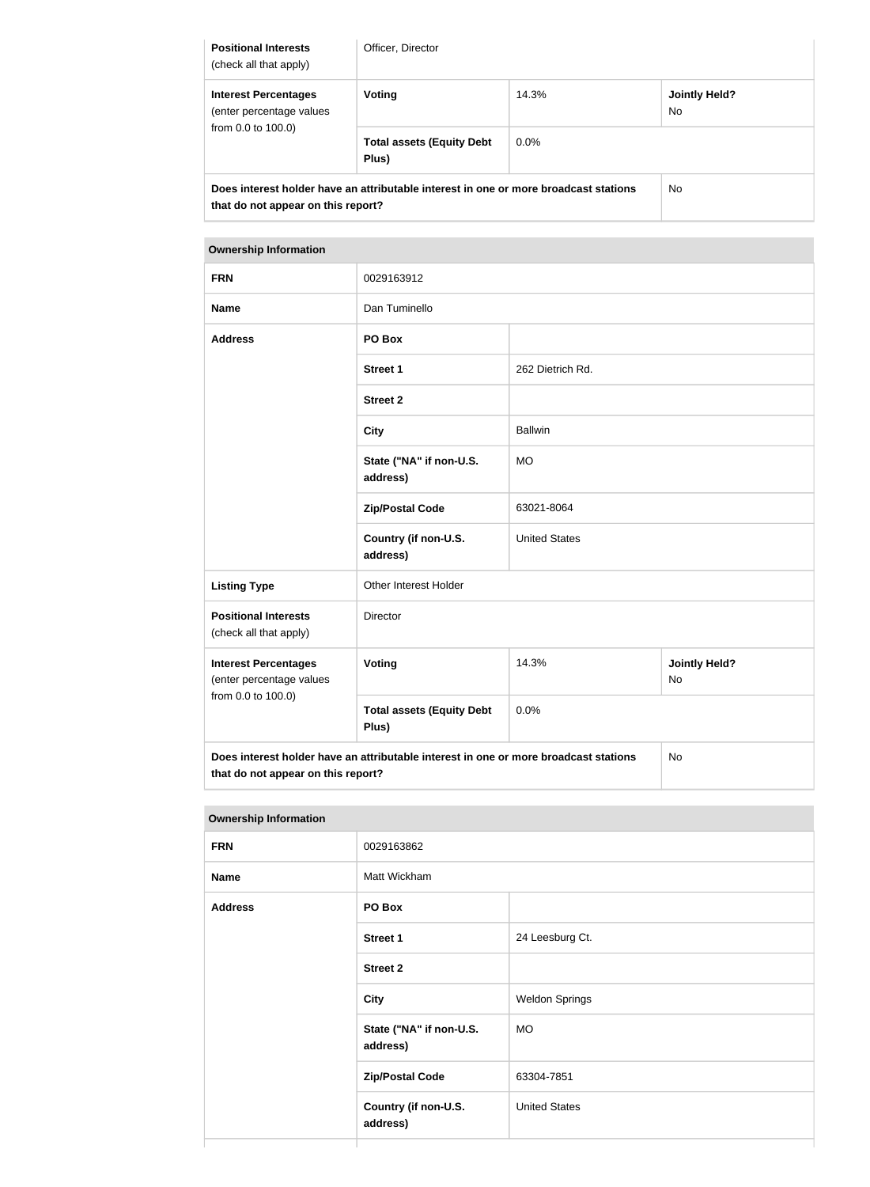| Positional Interests (check all that apply) | Officer, Director | | |
|---|---|---|---|
| Interest Percentages (enter percentage values from 0.0 to 100.0) | Voting | 14.3% | Jointly Held? No |
| | Total assets (Equity Debt Plus) | 0.0% | |
| Does interest holder have an attributable interest in one or more broadcast stations that do not appear on this report? | | | No |

| Ownership Information | | | |
|---|---|---|---|
| FRN | 0029163912 | | |
| Name | Dan Tuminello | | |
| Address | PO Box | | |
| | Street 1 | 262 Dietrich Rd. | |
| | Street 2 | | |
| | City | Ballwin | |
| | State ("NA" if non-U.S. address) | MO | |
| | Zip/Postal Code | 63021-8064 | |
| | Country (if non-U.S. address) | United States | |
| Listing Type | Other Interest Holder | | |
| Positional Interests (check all that apply) | Director | | |
| Interest Percentages (enter percentage values from 0.0 to 100.0) | Voting | 14.3% | Jointly Held? No |
| | Total assets (Equity Debt Plus) | 0.0% | |
| Does interest holder have an attributable interest in one or more broadcast stations that do not appear on this report? | | | No |

| Ownership Information | | |
|---|---|---|
| FRN | 0029163862 | |
| Name | Matt Wickham | |
| Address | PO Box | |
| | Street 1 | 24 Leesburg Ct. |
| | Street 2 | |
| | City | Weldon Springs |
| | State ("NA" if non-U.S. address) | MO |
| | Zip/Postal Code | 63304-7851 |
| | Country (if non-U.S. address) | United States |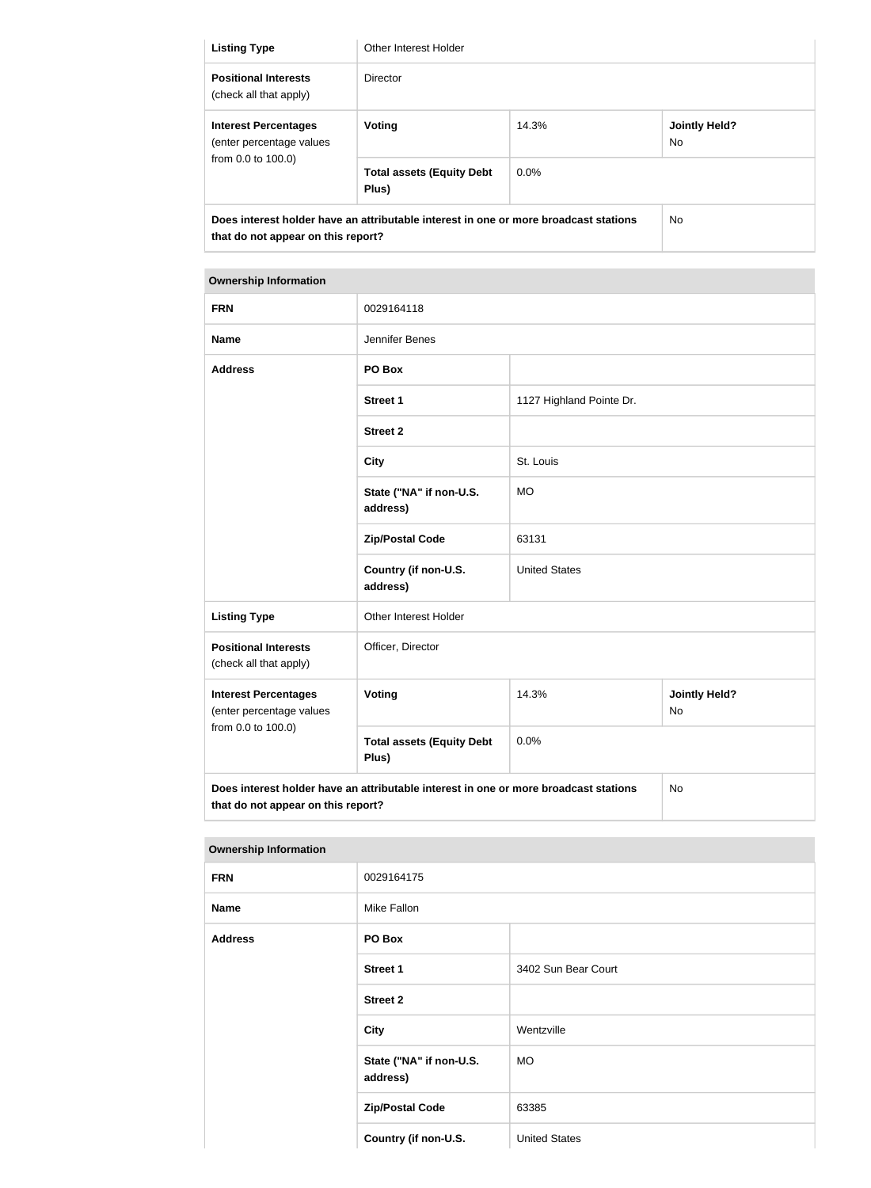| Listing Type | Other Interest Holder | | |
|---|---|---|---|
| **Positional Interests** (check all that apply) | Director | | |
| **Interest Percentages** (enter percentage values from 0.0 to 100.0) | **Voting** | 14.3% | **Jointly Held?** No |
| | **Total assets (Equity Debt Plus)** | 0.0% | |
| **Does interest holder have an attributable interest in one or more broadcast stations that do not appear on this report?** | | | No |

| Ownership Information | | |
|---|---|---|
| **FRN** | 0029164118 | |
| **Name** | Jennifer Benes | |
| **Address** | **PO Box** | |
| | **Street 1** | 1127 Highland Pointe Dr. |
| | **Street 2** | |
| | **City** | St. Louis |
| | **State ("NA" if non-U.S. address)** | MO |
| | **Zip/Postal Code** | 63131 |
| | **Country (if non-U.S. address)** | United States |
| **Listing Type** | Other Interest Holder | |
| **Positional Interests** (check all that apply) | Officer, Director | |

| Interest Percentages (enter percentage values from 0.0 to 100.0) | Voting | 14.3% | Jointly Held? No |
|---|---|---|---|
| | **Total assets (Equity Debt Plus)** | 0.0% | |
| **Does interest holder have an attributable interest in one or more broadcast stations that do not appear on this report?** | | | No |

| Ownership Information | | |
|---|---|---|
| **FRN** | 0029164175 | |
| **Name** | Mike Fallon | |
| **Address** | **PO Box** | |
| | **Street 1** | 3402 Sun Bear Court |
| | **Street 2** | |
| | **City** | Wentzville |
| | **State ("NA" if non-U.S. address)** | MO |
| | **Zip/Postal Code** | 63385 |
| | **Country (if non-U.S.** | United States |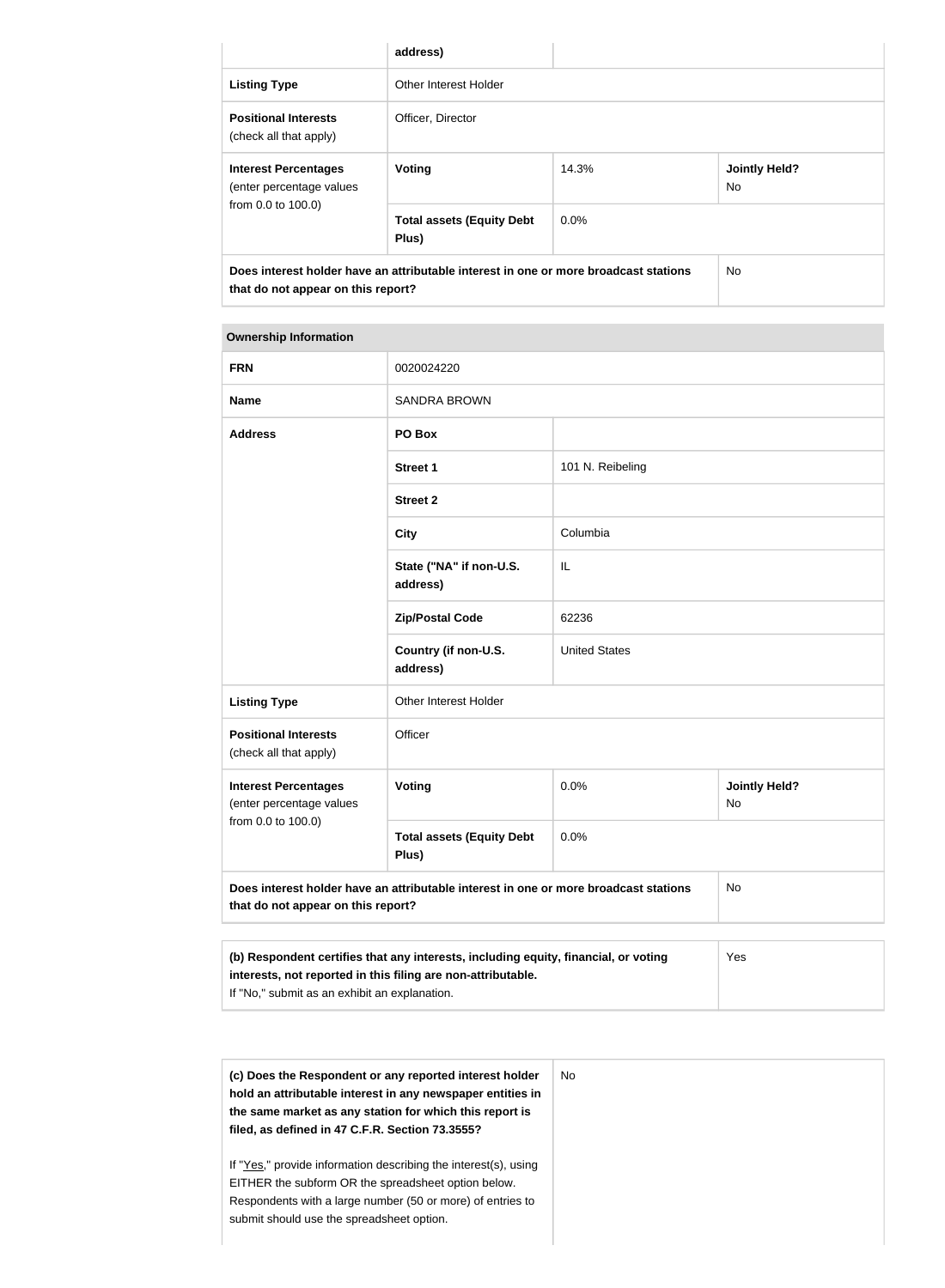| | address) | | |
|---|---|---|---|
| **Listing Type** | Other Interest Holder | | |
| **Positional Interests** (check all that apply) | Officer, Director | | |
| **Interest Percentages** (enter percentage values from 0.0 to 100.0) | **Voting** | 14.3% | **Jointly Held?** No |
| | **Total assets (Equity Debt Plus)** | 0.0% | |
| **Does interest holder have an attributable interest in one or more broadcast stations that do not appear on this report?** | | | No |

| **Ownership Information** | | | |
|---|---|---|---|
| **FRN** | 0020024220 | | |
| **Name** | SANDRA BROWN | | |
| **Address** | **PO Box** | | |
| | **Street 1** | 101 N. Reibeling | |
| | **Street 2** | | |
| | **City** | Columbia | |
| | **State ("NA" if non-U.S. address)** | IL | |
| | **Zip/Postal Code** | 62236 | |
| | **Country (if non-U.S. address)** | United States | |
| **Listing Type** | Other Interest Holder | | |
| **Positional Interests** (check all that apply) | Officer | | |
| **Interest Percentages** (enter percentage values from 0.0 to 100.0) | **Voting** | 0.0% | **Jointly Held?** No |
| | **Total assets (Equity Debt Plus)** | 0.0% | |
| **Does interest holder have an attributable interest in one or more broadcast stations that do not appear on this report?** | | | No |

| | |
|---|---|
| **(b) Respondent certifies that any interests, including equity, financial, or voting interests, not reported in this filing are non-attributable.** If "No," submit as an exhibit an explanation. | Yes |

| | |
|---|---|
| **(c) Does the Respondent or any reported interest holder hold an attributable interest in any newspaper entities in the same market as any station for which this report is filed, as defined in 47 C.F.R. Section 73.3555?**<br><br>If "Yes," provide information describing the interest(s), using EITHER the subform OR the spreadsheet option below. Respondents with a large number (50 or more) of entries to submit should use the spreadsheet option. | No |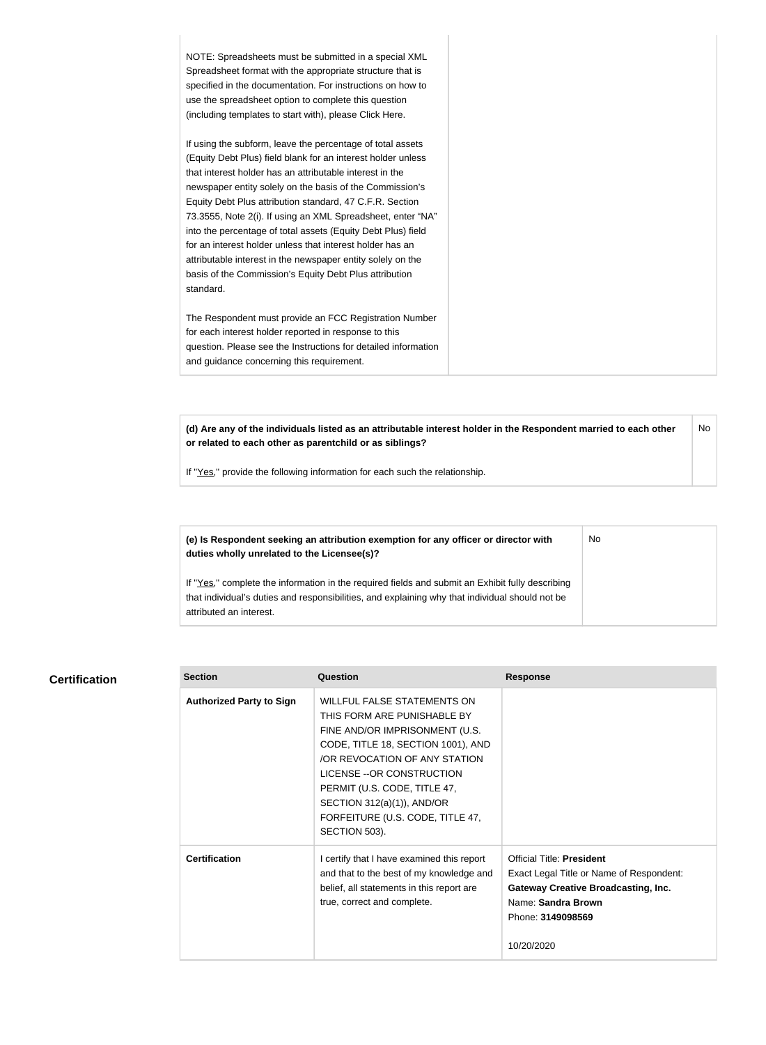| | |
|---|---|
| NOTE: Spreadsheets must be submitted in a special XML Spreadsheet format with the appropriate structure that is specified in the documentation. For instructions on how to use the spreadsheet option to complete this question (including templates to start with), please Click Here.<br><br>If using the subform, leave the percentage of total assets (Equity Debt Plus) field blank for an interest holder unless that interest holder has an attributable interest in the newspaper entity solely on the basis of the Commission's Equity Debt Plus attribution standard, 47 C.F.R. Section 73.3555, Note 2(i). If using an XML Spreadsheet, enter "NA" into the percentage of total assets (Equity Debt Plus) field for an interest holder unless that interest holder has an attributable interest in the newspaper entity solely on the basis of the Commission's Equity Debt Plus attribution standard.<br><br>The Respondent must provide an FCC Registration Number for each interest holder reported in response to this question. Please see the Instructions for detailed information and guidance concerning this requirement. | |

| | |
|---|---|
| **(d) Are any of the individuals listed as an attributable interest holder in the Respondent married to each other or related to each other as parentchild or as siblings?**<br><br>If "Yes," provide the following information for each such the relationship. | No |

| | |
|---|---|
| **(e) Is Respondent seeking an attribution exemption for any officer or director with duties wholly unrelated to the Licensee(s)?**<br><br>If "Yes," complete the information in the required fields and submit an Exhibit fully describing that individual's duties and responsibilities, and explaining why that individual should not be attributed an interest. | No |

## Certification

| Section | Question | Response |
|---|---|---|
| **Authorized Party to Sign** | WILLFUL FALSE STATEMENTS ON THIS FORM ARE PUNISHABLE BY FINE AND/OR IMPRISONMENT (U.S. CODE, TITLE 18, SECTION 1001), AND /OR REVOCATION OF ANY STATION LICENSE --OR CONSTRUCTION PERMIT (U.S. CODE, TITLE 47, SECTION 312(a)(1)), AND/OR FORFEITURE (U.S. CODE, TITLE 47, SECTION 503). | |
| **Certification** | I certify that I have examined this report and that to the best of my knowledge and belief, all statements in this report are true, correct and complete. | Official Title: **President**<br>Exact Legal Title or Name of Respondent: **Gateway Creative Broadcasting, Inc.**<br>Name: **Sandra Brown**<br>Phone: **3149098569**<br><br>10/20/2020 |